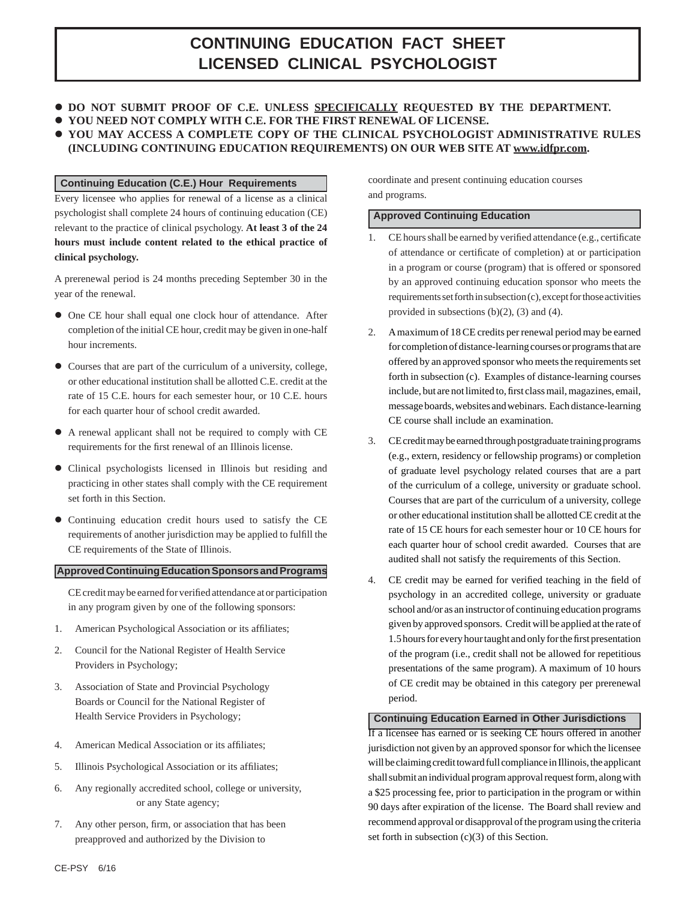# CONTINUING EDUCATION FACT SHEET
# LICENSED CLINICAL PSYCHOLOGIST

- **DO NOT SUBMIT PROOF OF C.E. UNLESS SPECIFICALLY REQUESTED BY THE DEPARTMENT.**
- **YOU NEED NOT COMPLY WITH C.E. FOR THE FIRST RENEWAL OF LICENSE.**
- **YOU MAY ACCESS A COMPLETE COPY OF THE CLINICAL PSYCHOLOGIST ADMINISTRATIVE RULES (INCLUDING CONTINUING EDUCATION REQUIREMENTS) ON OUR WEB SITE AT www.idfpr.com.**

## Continuing Education (C.E.) Hour Requirements

Every licensee who applies for renewal of a license as a clinical psychologist shall complete 24 hours of continuing education (CE) relevant to the practice of clinical psychology. **At least 3 of the 24 hours must include content related to the ethical practice of clinical psychology.**

A prerenewal period is 24 months preceding September 30 in the year of the renewal.

- One CE hour shall equal one clock hour of attendance. After completion of the initial CE hour, credit may be given in one-half hour increments.
- Courses that are part of the curriculum of a university, college, or other educational institution shall be allotted C.E. credit at the rate of 15 C.E. hours for each semester hour, or 10 C.E. hours for each quarter hour of school credit awarded.
- A renewal applicant shall not be required to comply with CE requirements for the first renewal of an Illinois license.
- Clinical psychologists licensed in Illinois but residing and practicing in other states shall comply with the CE requirement set forth in this Section.
- Continuing education credit hours used to satisfy the CE requirements of another jurisdiction may be applied to fulfill the CE requirements of the State of Illinois.

## Approved Continuing Education Sponsors and Programs

CE credit may be earned for verified attendance at or participation in any program given by one of the following sponsors:

1. American Psychological Association or its affiliates;
2. Council for the National Register of Health Service Providers in Psychology;
3. Association of State and Provincial Psychology Boards or Council for the National Register of Health Service Providers in Psychology;
4. American Medical Association or its affiliates;
5. Illinois Psychological Association or its affiliates;
6. Any regionally accredited school, college or university, or any State agency;
7. Any other person, firm, or association that has been preapproved and authorized by the Division to coordinate and present continuing education courses and programs.

## Approved Continuing Education

1. CE hours shall be earned by verified attendance (e.g., certificate of attendance or certificate of completion) at or participation in a program or course (program) that is offered or sponsored by an approved continuing education sponsor who meets the requirements set forth in subsection (c), except for those activities provided in subsections (b)(2), (3) and (4).
2. A maximum of 18 CE credits per renewal period may be earned for completion of distance-learning courses or programs that are offered by an approved sponsor who meets the requirements set forth in subsection (c). Examples of distance-learning courses include, but are not limited to, first class mail, magazines, email, message boards, websites and webinars. Each distance-learning CE course shall include an examination.
3. CE credit may be earned through postgraduate training programs (e.g., extern, residency or fellowship programs) or completion of graduate level psychology related courses that are a part of the curriculum of a college, university or graduate school. Courses that are part of the curriculum of a university, college or other educational institution shall be allotted CE credit at the rate of 15 CE hours for each semester hour or 10 CE hours for each quarter hour of school credit awarded. Courses that are audited shall not satisfy the requirements of this Section.
4. CE credit may be earned for verified teaching in the field of psychology in an accredited college, university or graduate school and/or as an instructor of continuing education programs given by approved sponsors. Credit will be applied at the rate of 1.5 hours for every hour taught and only for the first presentation of the program (i.e., credit shall not be allowed for repetitious presentations of the same program). A maximum of 10 hours of CE credit may be obtained in this category per prerenewal period.

## Continuing Education Earned in Other Jurisdictions

If a licensee has earned or is seeking CE hours offered in another jurisdiction not given by an approved sponsor for which the licensee will be claiming credit toward full compliance in Illinois, the applicant shall submit an individual program approval request form, along with a $25 processing fee, prior to participation in the program or within 90 days after expiration of the license. The Board shall review and recommend approval or disapproval of the program using the criteria set forth in subsection (c)(3) of this Section.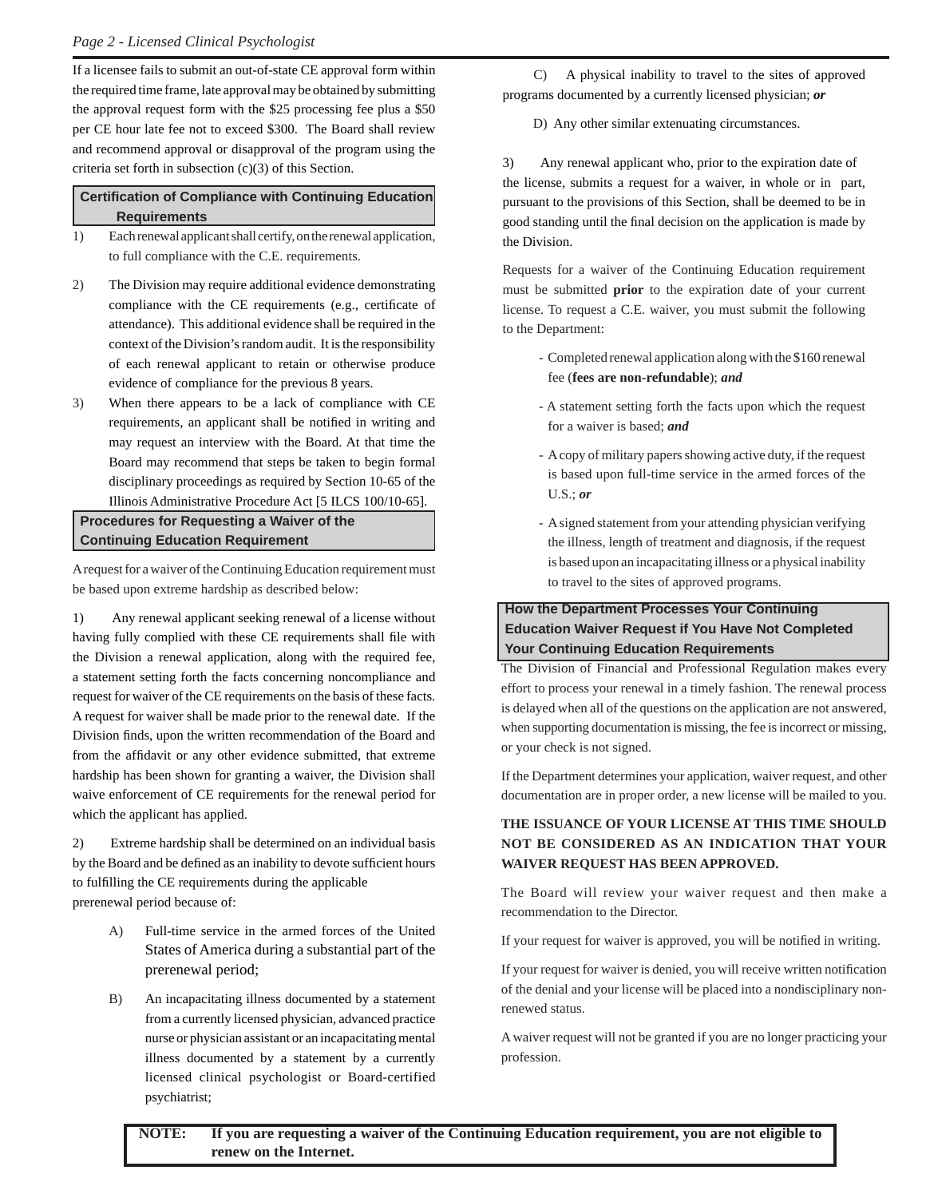If a licensee fails to submit an out-of-state CE approval form within the required time frame, late approval may be obtained by submitting the approval request form with the $25 processing fee plus a $50 per CE hour late fee not to exceed $300. The Board shall review and recommend approval or disapproval of the program using the criteria set forth in subsection (c)(3) of this Section.

## Certification of Compliance with Continuing Education Requirements

1) Each renewal applicant shall certify, on the renewal application, to full compliance with the C.E. requirements.

2) The Division may require additional evidence demonstrating compliance with the CE requirements (e.g., certificate of attendance). This additional evidence shall be required in the context of the Division's random audit. It is the responsibility of each renewal applicant to retain or otherwise produce evidence of compliance for the previous 8 years.

3) When there appears to be a lack of compliance with CE requirements, an applicant shall be notified in writing and may request an interview with the Board. At that time the Board may recommend that steps be taken to begin formal disciplinary proceedings as required by Section 10-65 of the Illinois Administrative Procedure Act [5 ILCS 100/10-65].

## Procedures for Requesting a Waiver of the Continuing Education Requirement

A request for a waiver of the Continuing Education requirement must be based upon extreme hardship as described below:

1) Any renewal applicant seeking renewal of a license without having fully complied with these CE requirements shall file with the Division a renewal application, along with the required fee, a statement setting forth the facts concerning noncompliance and request for waiver of the CE requirements on the basis of these facts. A request for waiver shall be made prior to the renewal date. If the Division finds, upon the written recommendation of the Board and from the affidavit or any other evidence submitted, that extreme hardship has been shown for granting a waiver, the Division shall waive enforcement of CE requirements for the renewal period for which the applicant has applied.

2) Extreme hardship shall be determined on an individual basis by the Board and be defined as an inability to devote sufficient hours to fulfilling the CE requirements during the applicable prerenewal period because of:

A) Full-time service in the armed forces of the United States of America during a substantial part of the prerenewal period;

B) An incapacitating illness documented by a statement from a currently licensed physician, advanced practice nurse or physician assistant or an incapacitating mental illness documented by a statement by a currently licensed clinical psychologist or Board-certified psychiatrist;

C) A physical inability to travel to the sites of approved programs documented by a currently licensed physician; ***or***

D) Any other similar extenuating circumstances.

3) Any renewal applicant who, prior to the expiration date of the license, submits a request for a waiver, in whole or in part, pursuant to the provisions of this Section, shall be deemed to be in good standing until the final decision on the application is made by the Division.

Requests for a waiver of the Continuing Education requirement must be submitted **prior** to the expiration date of your current license. To request a C.E. waiver, you must submit the following to the Department:

- Completed renewal application along with the $160 renewal fee (**fees are non-refundable**); ***and***
- A statement setting forth the facts upon which the request for a waiver is based; ***and***
- A copy of military papers showing active duty, if the request is based upon full-time service in the armed forces of the U.S.; ***or***
- A signed statement from your attending physician verifying the illness, length of treatment and diagnosis, if the request is based upon an incapacitating illness or a physical inability to travel to the sites of approved programs.

## How the Department Processes Your Continuing Education Waiver Request if You Have Not Completed Your Continuing Education Requirements

The Division of Financial and Professional Regulation makes every effort to process your renewal in a timely fashion. The renewal process is delayed when all of the questions on the application are not answered, when supporting documentation is missing, the fee is incorrect or missing, or your check is not signed.

If the Department determines your application, waiver request, and other documentation are in proper order, a new license will be mailed to you.

**THE ISSUANCE OF YOUR LICENSE AT THIS TIME SHOULD NOT BE CONSIDERED AS AN INDICATION THAT YOUR WAIVER REQUEST HAS BEEN APPROVED.**

The Board will review your waiver request and then make a recommendation to the Director.

If your request for waiver is approved, you will be notified in writing.

If your request for waiver is denied, you will receive written notification of the denial and your license will be placed into a nondisciplinary non-renewed status.

A waiver request will not be granted if you are no longer practicing your profession.

**NOTE: If you are requesting a waiver of the Continuing Education requirement, you are not eligible to renew on the Internet.**